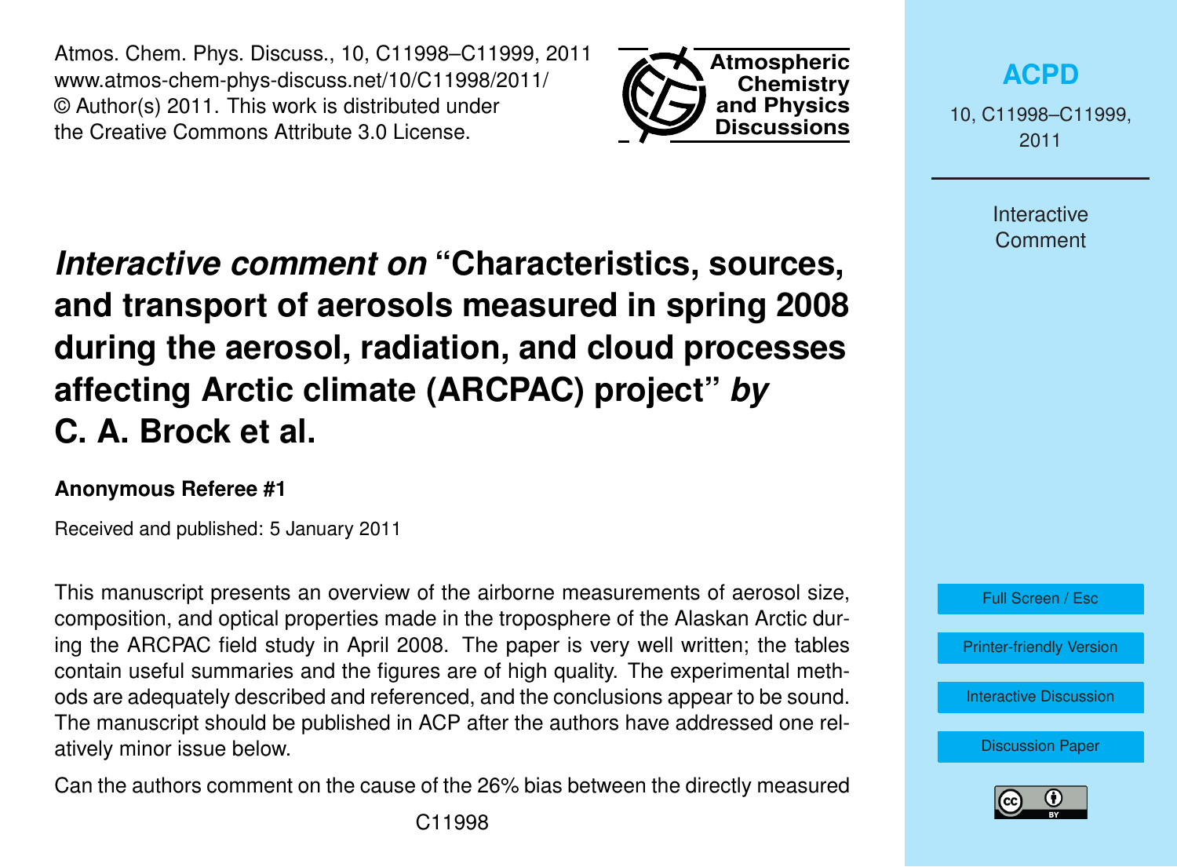Atmos. Chem. Phys. Discuss., 10, C11998–C11999, 2011
www.atmos-chem-phys-discuss.net/10/C11998/2011/
© Author(s) 2011. This work is distributed under
the Creative Commons Attribute 3.0 License.

# *Interactive comment on* "Characteristics, sources, and transport of aerosols measured in spring 2008 during the aerosol, radiation, and cloud processes affecting Arctic climate (ARCPAC) project" *by* C. A. Brock et al.

**Anonymous Referee #1**

Received and published: 5 January 2011

This manuscript presents an overview of the airborne measurements of aerosol size, composition, and optical properties made in the troposphere of the Alaskan Arctic during the ARCPAC field study in April 2008. The paper is very well written; the tables contain useful summaries and the figures are of high quality. The experimental methods are adequately described and referenced, and the conclusions appear to be sound. The manuscript should be published in ACP after the authors have addressed one relatively minor issue below.

Can the authors comment on the cause of the 26% bias between the directly measured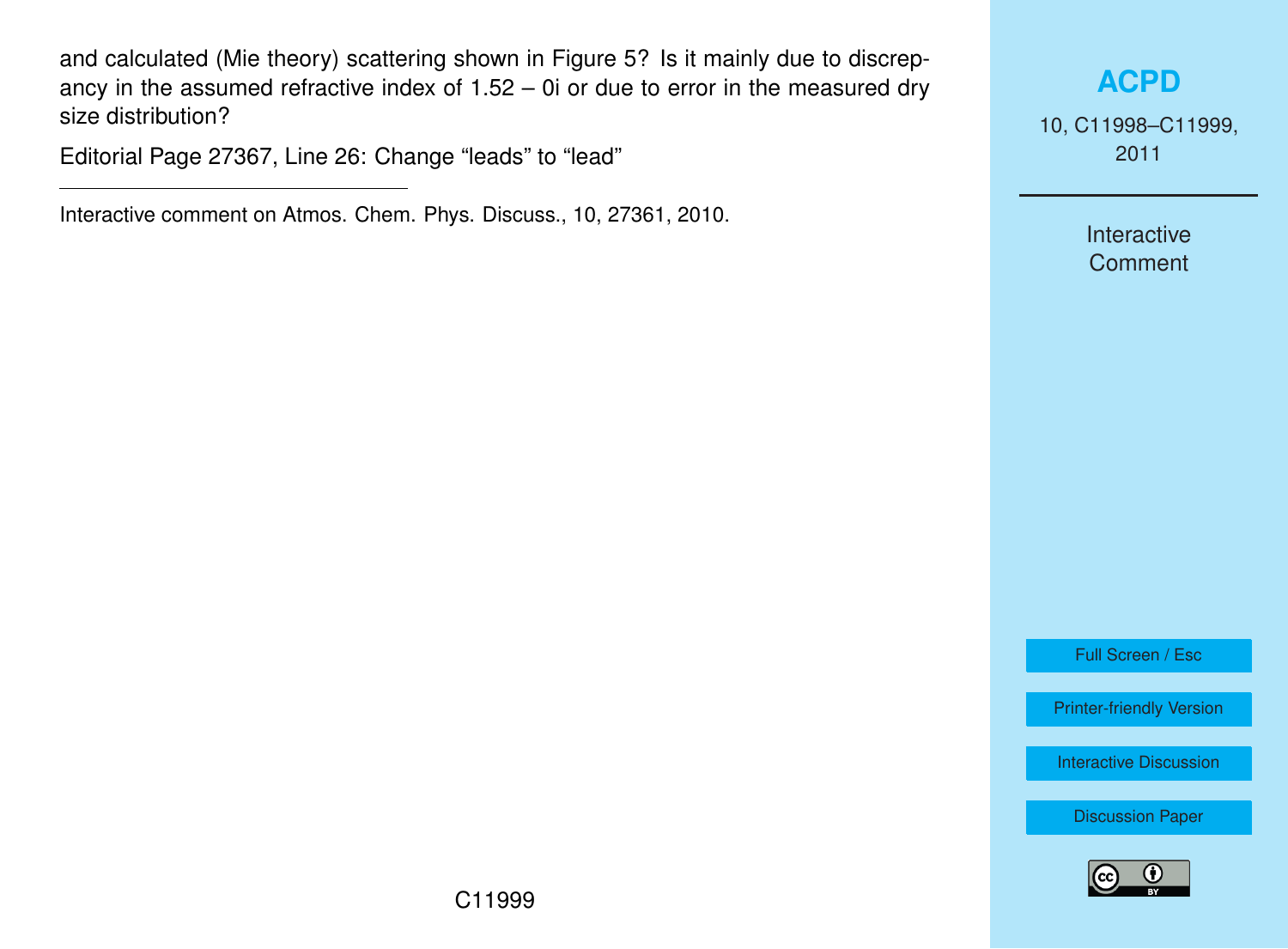and calculated (Mie theory) scattering shown in Figure 5? Is it mainly due to discrepancy in the assumed refractive index of 1.52 – 0i or due to error in the measured dry size distribution?

Editorial Page 27367, Line 26: Change “leads” to “lead”

---

Interactive comment on Atmos. Chem. Phys. Discuss., 10, 27361, 2010.